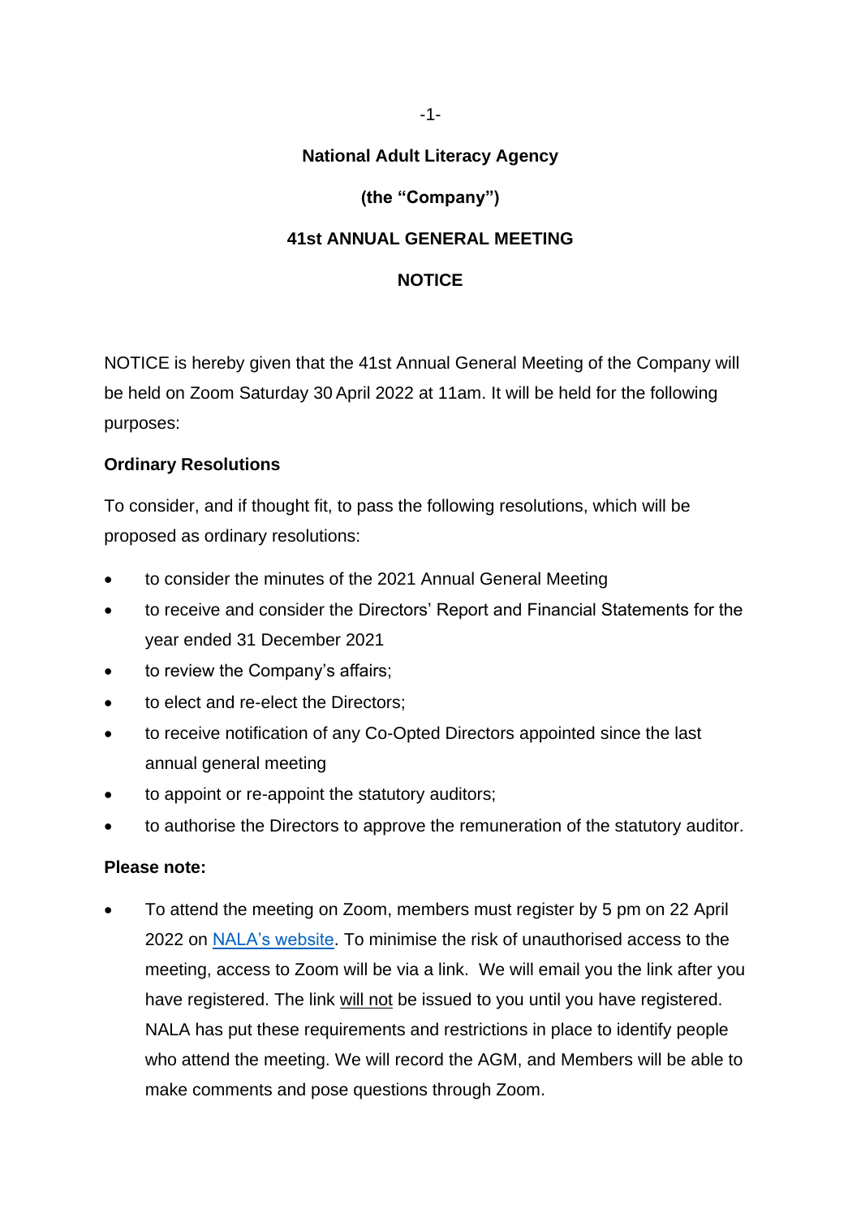# National Adult Literacy Agency

## (the "Company")

## 41st ANNUAL GENERAL MEETING

## NOTICE

NOTICE is hereby given that the 41st Annual General Meeting of the Company will be held on Zoom Saturday 30 April 2022 at 11am. It will be held for the following purposes:

**Ordinary Resolutions**

To consider, and if thought fit, to pass the following resolutions, which will be proposed as ordinary resolutions:

- to consider the minutes of the 2021 Annual General Meeting
- to receive and consider the Directors' Report and Financial Statements for the year ended 31 December 2021
- to review the Company's affairs;
- to elect and re-elect the Directors;
- to receive notification of any Co-Opted Directors appointed since the last annual general meeting
- to appoint or re-appoint the statutory auditors;
- to authorise the Directors to approve the remuneration of the statutory auditor.

**Please note:**

- To attend the meeting on Zoom, members must register by 5 pm on 22 April 2022 on NALA's website. To minimise the risk of unauthorised access to the meeting, access to Zoom will be via a link. We will email you the link after you have registered. The link will not be issued to you until you have registered. NALA has put these requirements and restrictions in place to identify people who attend the meeting. We will record the AGM, and Members will be able to make comments and pose questions through Zoom.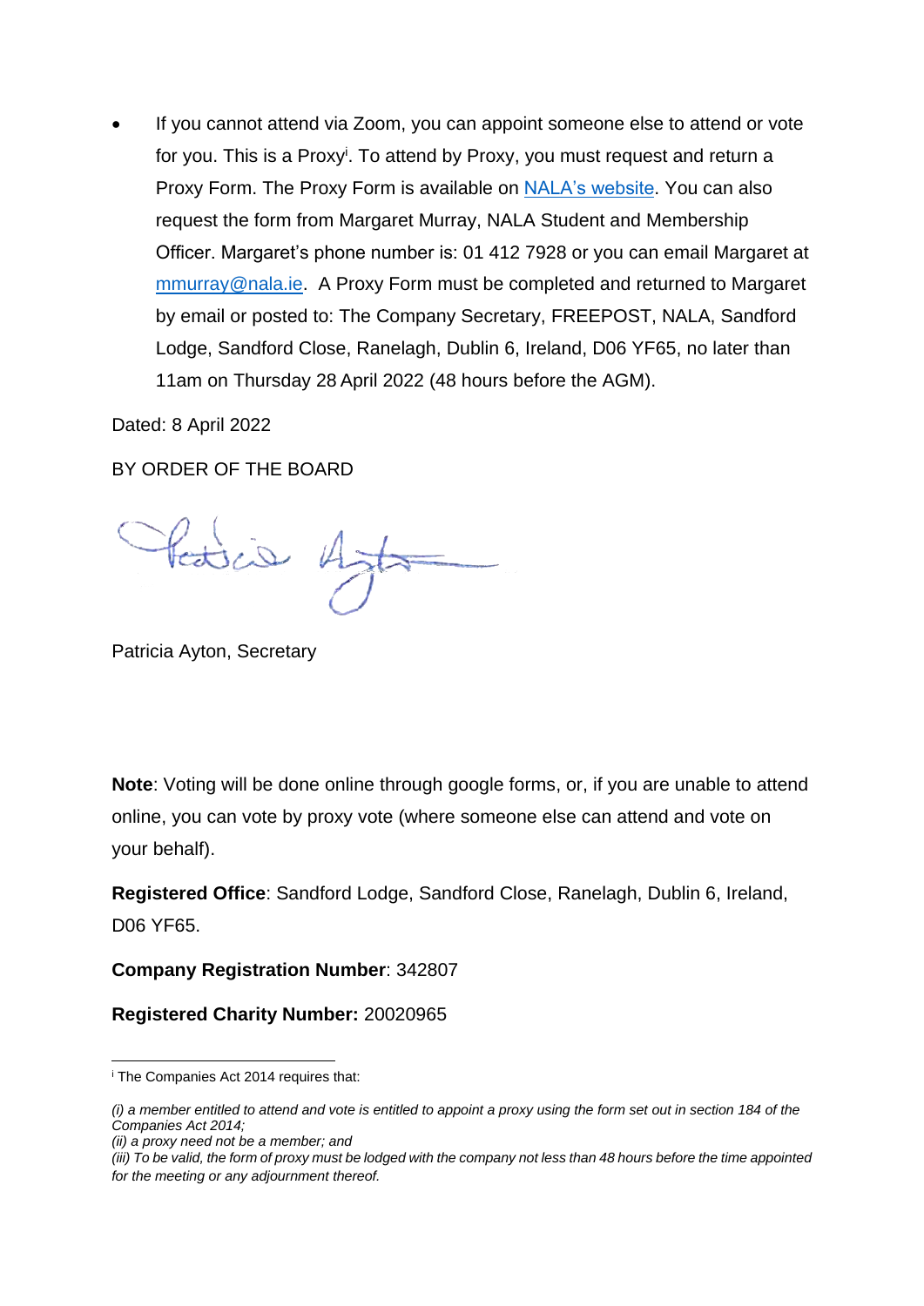- If you cannot attend via Zoom, you can appoint someone else to attend or vote for you. This is a Proxy[i]. To attend by Proxy, you must request and return a Proxy Form. The Proxy Form is available on [NALA's website](). You can also request the form from Margaret Murray, NALA Student and Membership Officer. Margaret's phone number is: 01 412 7928 or you can email Margaret at [mmurray@nala.ie](mailto:mmurray@nala.ie). A Proxy Form must be completed and returned to Margaret by email or posted to: The Company Secretary, FREEPOST, NALA, Sandford Lodge, Sandford Close, Ranelagh, Dublin 6, Ireland, D06 YF65, no later than 11am on Thursday 28 April 2022 (48 hours before the AGM).

Dated: 8 April 2022

BY ORDER OF THE BOARD

Patricia Ayton, Secretary

**Note**: Voting will be done online through google forms, or, if you are unable to attend online, you can vote by proxy vote (where someone else can attend and vote on your behalf).

**Registered Office**: Sandford Lodge, Sandford Close, Ranelagh, Dublin 6, Ireland, D06 YF65.

**Company Registration Number**: 342807

**Registered Charity Number:** 20020965

---

[i] The Companies Act 2014 requires that:

*(i) a member entitled to attend and vote is entitled to appoint a proxy using the form set out in section 184 of the Companies Act 2014;*
*(ii) a proxy need not be a member; and*
*(iii) To be valid, the form of proxy must be lodged with the company not less than 48 hours before the time appointed for the meeting or any adjournment thereof.*